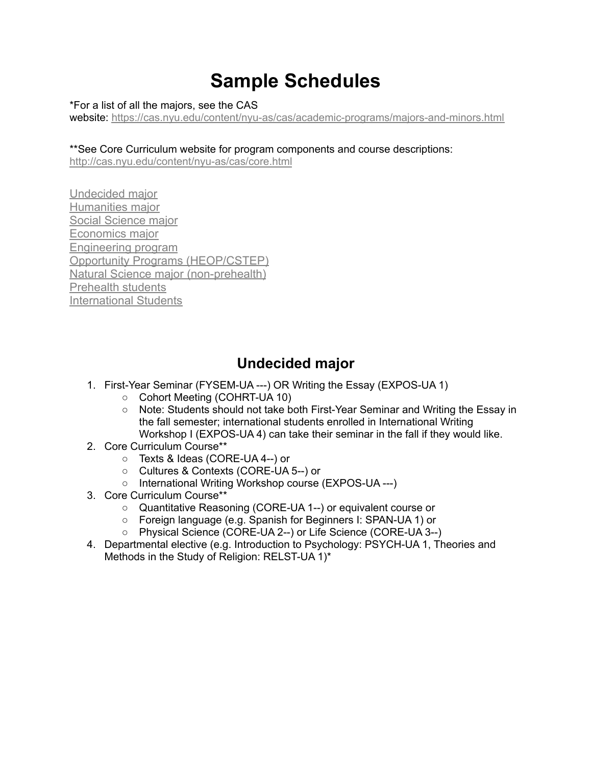# Sample Schedules

*For a list of all the majors, see the CAS website: [https://cas.nyu.edu/content/nyu-as/cas/academic-programs/majors-and-minors.html](https://cas.nyu.edu/content/nyu-as/cas/academic-programs/majors-and-minors.html)

**See Core Curriculum website for program components and course descriptions: [http://cas.nyu.edu/content/nyu-as/cas/core.html](http://cas.nyu.edu/content/nyu-as/cas/core.html)

[Undecided major](#undecided-major)
[Humanities major](#)
[Social Science major](#)
[Economics major](#)
[Engineering program](#)
[Opportunity Programs (HEOP/CSTEP)](#)
[Natural Science major (non-prehealth)](#)
[Prehealth students](#)
[International Students](#)

## Undecided major

1. First-Year Seminar (FYSEM-UA ---) OR Writing the Essay (EXPOS-UA 1)
   - Cohort Meeting (COHRT-UA 10)
   - Note: Students should not take both First-Year Seminar and Writing the Essay in the fall semester; international students enrolled in International Writing Workshop I (EXPOS-UA 4) can take their seminar in the fall if they would like.
2. Core Curriculum Course**
   - Texts & Ideas (CORE-UA 4--) or
   - Cultures & Contexts (CORE-UA 5--) or
   - International Writing Workshop course (EXPOS-UA ---)
3. Core Curriculum Course**
   - Quantitative Reasoning (CORE-UA 1--) or equivalent course or
   - Foreign language (e.g. Spanish for Beginners I: SPAN-UA 1) or
   - Physical Science (CORE-UA 2--) or Life Science (CORE-UA 3--)
4. Departmental elective (e.g. Introduction to Psychology: PSYCH-UA 1, Theories and Methods in the Study of Religion: RELST-UA 1)*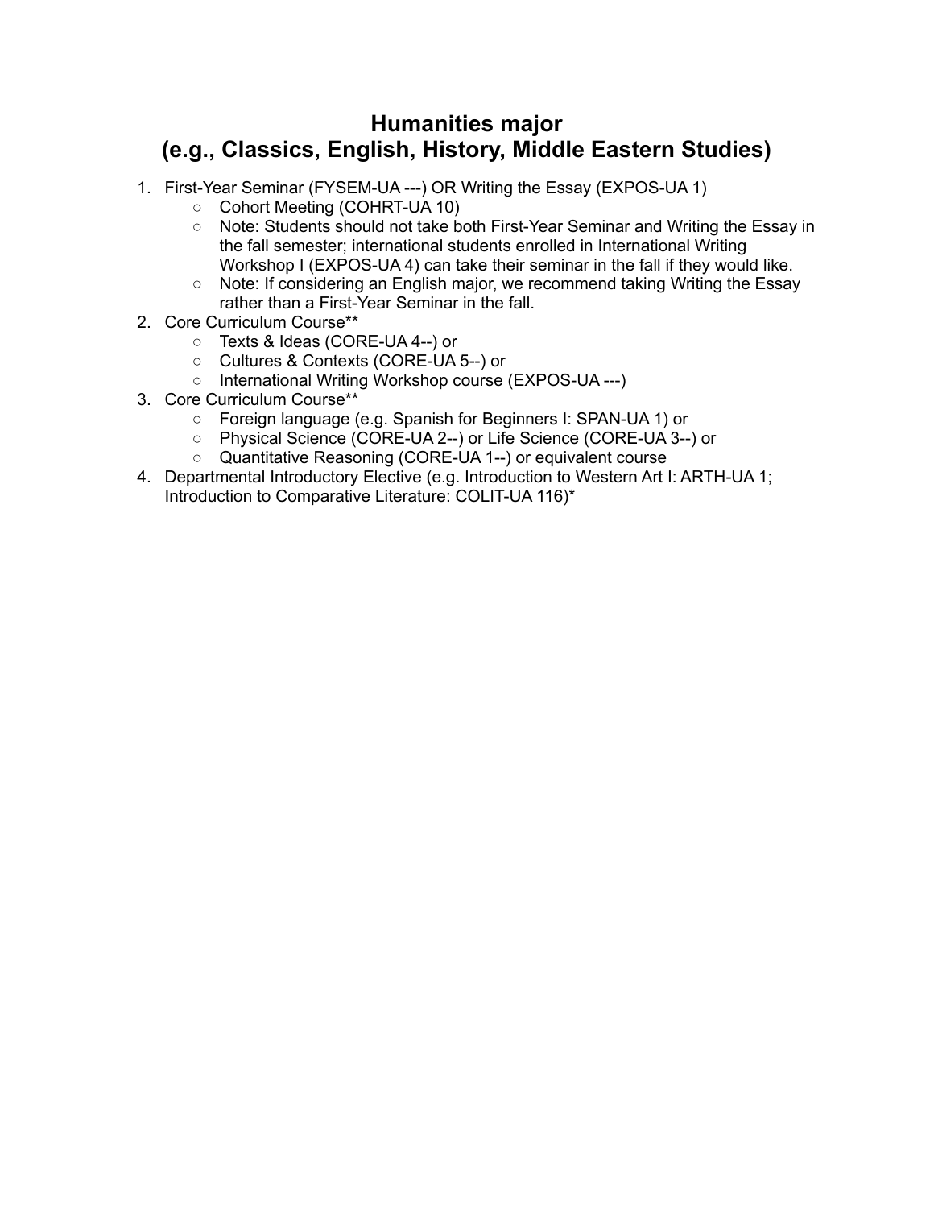# Humanities major
# (e.g., Classics, English, History, Middle Eastern Studies)

1. First-Year Seminar (FYSEM-UA ---) OR Writing the Essay (EXPOS-UA 1)
   - Cohort Meeting (COHRT-UA 10)
   - Note: Students should not take both First-Year Seminar and Writing the Essay in the fall semester; international students enrolled in International Writing Workshop I (EXPOS-UA 4) can take their seminar in the fall if they would like.
   - Note: If considering an English major, we recommend taking Writing the Essay rather than a First-Year Seminar in the fall.
2. Core Curriculum Course**
   - Texts & Ideas (CORE-UA 4--) or
   - Cultures & Contexts (CORE-UA 5--) or
   - International Writing Workshop course (EXPOS-UA ---)
3. Core Curriculum Course**
   - Foreign language (e.g. Spanish for Beginners I: SPAN-UA 1) or
   - Physical Science (CORE-UA 2--) or Life Science (CORE-UA 3--) or
   - Quantitative Reasoning (CORE-UA 1--) or equivalent course
4. Departmental Introductory Elective (e.g. Introduction to Western Art I: ARTH-UA 1; Introduction to Comparative Literature: COLIT-UA 116)*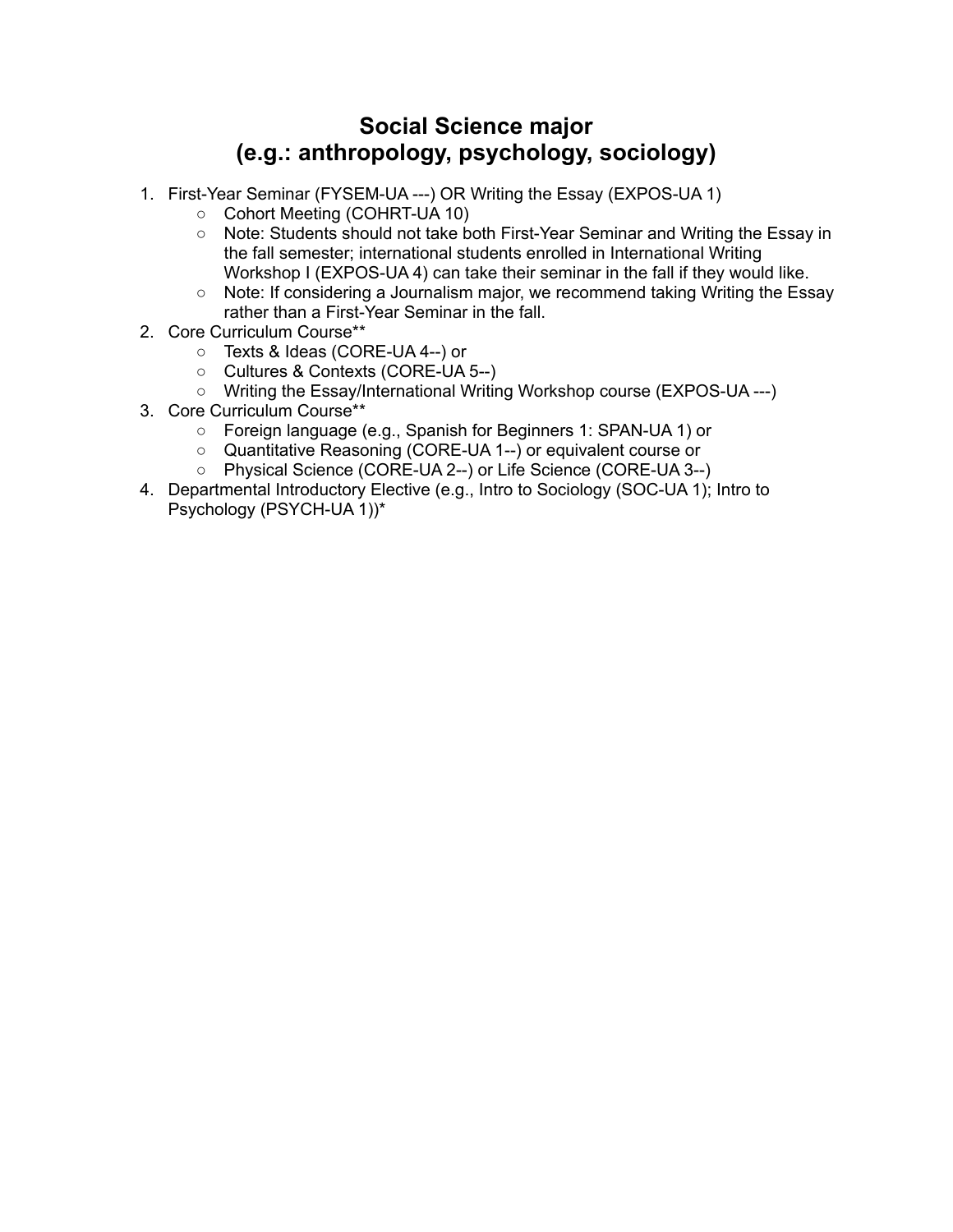# Social Science major
# (e.g.: anthropology, psychology, sociology)

1. First-Year Seminar (FYSEM-UA ---) OR Writing the Essay (EXPOS-UA 1)
   - Cohort Meeting (COHRT-UA 10)
   - Note: Students should not take both First-Year Seminar and Writing the Essay in the fall semester; international students enrolled in International Writing Workshop I (EXPOS-UA 4) can take their seminar in the fall if they would like.
   - Note: If considering a Journalism major, we recommend taking Writing the Essay rather than a First-Year Seminar in the fall.
2. Core Curriculum Course**
   - Texts & Ideas (CORE-UA 4--) or
   - Cultures & Contexts (CORE-UA 5--)
   - Writing the Essay/International Writing Workshop course (EXPOS-UA ---)
3. Core Curriculum Course**
   - Foreign language (e.g., Spanish for Beginners 1: SPAN-UA 1) or
   - Quantitative Reasoning (CORE-UA 1--) or equivalent course or
   - Physical Science (CORE-UA 2--) or Life Science (CORE-UA 3--)
4. Departmental Introductory Elective (e.g., Intro to Sociology (SOC-UA 1); Intro to Psychology (PSYCH-UA 1))*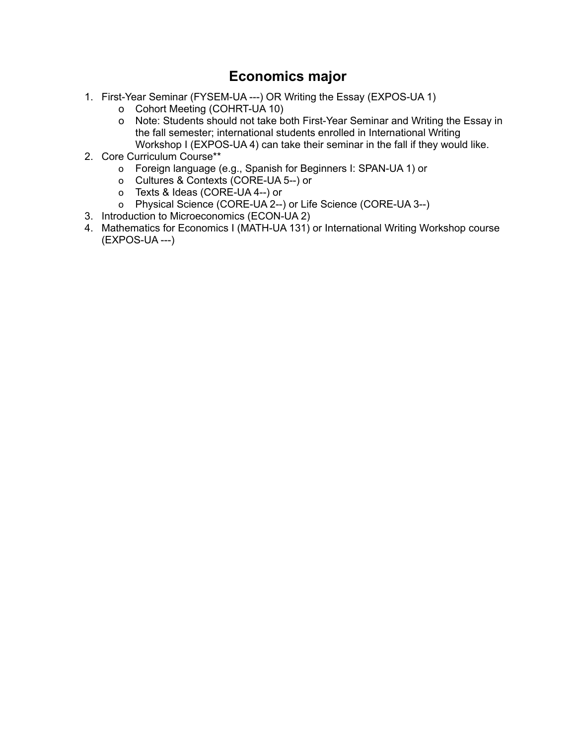## Economics major

1. First-Year Seminar (FYSEM-UA ---) OR Writing the Essay (EXPOS-UA 1)
   - Cohort Meeting (COHRT-UA 10)
   - Note: Students should not take both First-Year Seminar and Writing the Essay in the fall semester; international students enrolled in International Writing Workshop I (EXPOS-UA 4) can take their seminar in the fall if they would like.
2. Core Curriculum Course**
   - Foreign language (e.g., Spanish for Beginners I: SPAN-UA 1) or
   - Cultures & Contexts (CORE-UA 5--) or
   - Texts & Ideas (CORE-UA 4--) or
   - Physical Science (CORE-UA 2--) or Life Science (CORE-UA 3--)
3. Introduction to Microeconomics (ECON-UA 2)
4. Mathematics for Economics I (MATH-UA 131) or International Writing Workshop course (EXPOS-UA ---)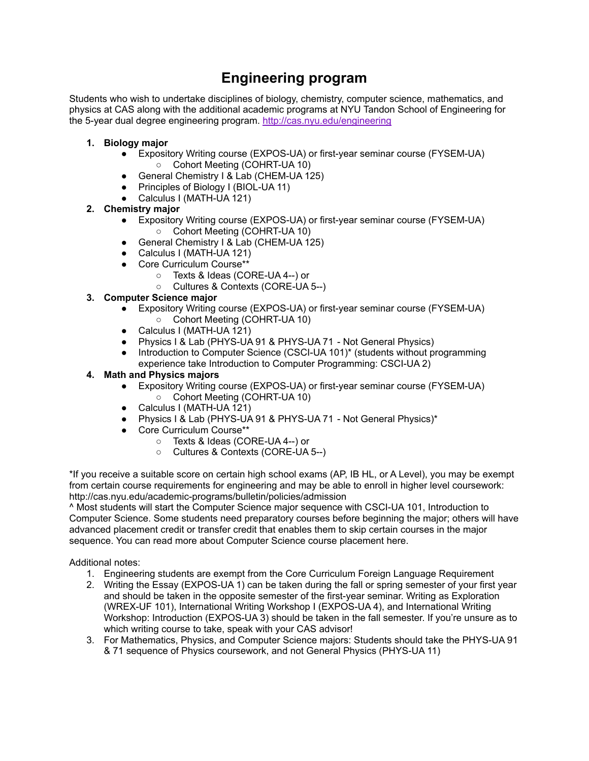# Engineering program

Students who wish to undertake disciplines of biology, chemistry, computer science, mathematics, and physics at CAS along with the additional academic programs at NYU Tandon School of Engineering for the 5-year dual degree engineering program. http://cas.nyu.edu/engineering

1. **Biology major**
   - Expository Writing course (EXPOS-UA) or first-year seminar course (FYSEM-UA)
     - Cohort Meeting (COHRT-UA 10)
   - General Chemistry I & Lab (CHEM-UA 125)
   - Principles of Biology I (BIOL-UA 11)
   - Calculus I (MATH-UA 121)
2. **Chemistry major**
   - Expository Writing course (EXPOS-UA) or first-year seminar course (FYSEM-UA)
     - Cohort Meeting (COHRT-UA 10)
   - General Chemistry I & Lab (CHEM-UA 125)
   - Calculus I (MATH-UA 121)
   - Core Curriculum Course**
     - Texts & Ideas (CORE-UA 4--) or
     - Cultures & Contexts (CORE-UA 5--)
3. **Computer Science major**
   - Expository Writing course (EXPOS-UA) or first-year seminar course (FYSEM-UA)
     - Cohort Meeting (COHRT-UA 10)
   - Calculus I (MATH-UA 121)
   - Physics I & Lab (PHYS-UA 91 & PHYS-UA 71 - Not General Physics)
   - Introduction to Computer Science (CSCI-UA 101)* (students without programming experience take Introduction to Computer Programming: CSCI-UA 2)
4. **Math and Physics majors**
   - Expository Writing course (EXPOS-UA) or first-year seminar course (FYSEM-UA)
     - Cohort Meeting (COHRT-UA 10)
   - Calculus I (MATH-UA 121)
   - Physics I & Lab (PHYS-UA 91 & PHYS-UA 71 - Not General Physics)*
   - Core Curriculum Course**
     - Texts & Ideas (CORE-UA 4--) or
     - Cultures & Contexts (CORE-UA 5--)

*If you receive a suitable score on certain high school exams (AP, IB HL, or A Level), you may be exempt from certain course requirements for engineering and may be able to enroll in higher level coursework: http://cas.nyu.edu/academic-programs/bulletin/policies/admission
^ Most students will start the Computer Science major sequence with CSCI-UA 101, Introduction to Computer Science. Some students need preparatory courses before beginning the major; others will have advanced placement credit or transfer credit that enables them to skip certain courses in the major sequence. You can read more about Computer Science course placement here.

Additional notes:

1. Engineering students are exempt from the Core Curriculum Foreign Language Requirement
2. Writing the Essay (EXPOS-UA 1) can be taken during the fall or spring semester of your first year and should be taken in the opposite semester of the first-year seminar. Writing as Exploration (WREX-UF 101), International Writing Workshop I (EXPOS-UA 4), and International Writing Workshop: Introduction (EXPOS-UA 3) should be taken in the fall semester. If you're unsure as to which writing course to take, speak with your CAS advisor!
3. For Mathematics, Physics, and Computer Science majors: Students should take the PHYS-UA 91 & 71 sequence of Physics coursework, and not General Physics (PHYS-UA 11)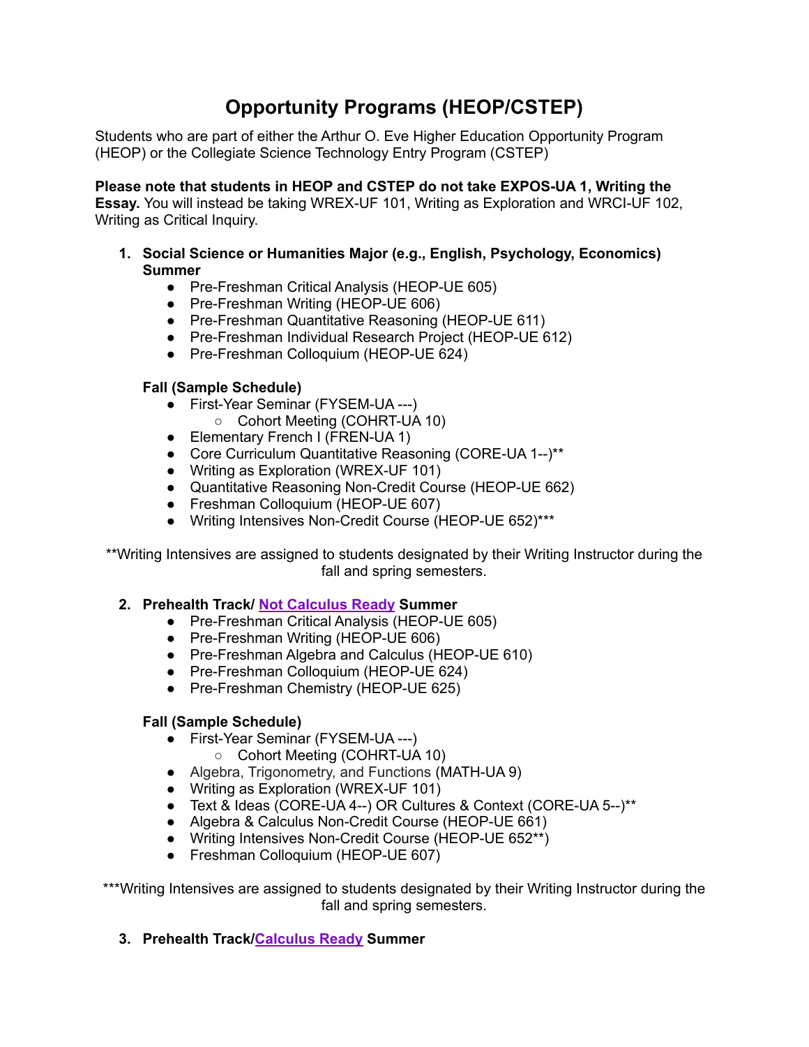# Opportunity Programs (HEOP/CSTEP)

Students who are part of either the Arthur O. Eve Higher Education Opportunity Program (HEOP) or the Collegiate Science Technology Entry Program (CSTEP)

**Please note that students in HEOP and CSTEP do not take EXPOS-UA 1, Writing the Essay.** You will instead be taking WREX-UF 101, Writing as Exploration and WRCI-UF 102, Writing as Critical Inquiry.

1. **Social Science or Humanities Major (e.g., English, Psychology, Economics) Summer**
    - Pre-Freshman Critical Analysis (HEOP-UE 605)
    - Pre-Freshman Writing (HEOP-UE 606)
    - Pre-Freshman Quantitative Reasoning (HEOP-UE 611)
    - Pre-Freshman Individual Research Project (HEOP-UE 612)
    - Pre-Freshman Colloquium (HEOP-UE 624)

    **Fall (Sample Schedule)**
    - First-Year Seminar (FYSEM-UA ---)
        - Cohort Meeting (COHRT-UA 10)
    - Elementary French I (FREN-UA 1)
    - Core Curriculum Quantitative Reasoning (CORE-UA 1--)**
    - Writing as Exploration (WREX-UF 101)
    - Quantitative Reasoning Non-Credit Course (HEOP-UE 662)
    - Freshman Colloquium (HEOP-UE 607)
    - Writing Intensives Non-Credit Course (HEOP-UE 652)***

**Writing Intensives are assigned to students designated by their Writing Instructor during the fall and spring semesters.

2. **Prehealth Track/ Not Calculus Ready Summer**
    - Pre-Freshman Critical Analysis (HEOP-UE 605)
    - Pre-Freshman Writing (HEOP-UE 606)
    - Pre-Freshman Algebra and Calculus (HEOP-UE 610)
    - Pre-Freshman Colloquium (HEOP-UE 624)
    - Pre-Freshman Chemistry (HEOP-UE 625)

    **Fall (Sample Schedule)**
    - First-Year Seminar (FYSEM-UA ---)
        - Cohort Meeting (COHRT-UA 10)
    - Algebra, Trigonometry, and Functions (MATH-UA 9)
    - Writing as Exploration (WREX-UF 101)
    - Text & Ideas (CORE-UA 4--) OR Cultures & Context (CORE-UA 5--)**
    - Algebra & Calculus Non-Credit Course (HEOP-UE 661)
    - Writing Intensives Non-Credit Course (HEOP-UE 652**)
    - Freshman Colloquium (HEOP-UE 607)

***Writing Intensives are assigned to students designated by their Writing Instructor during the fall and spring semesters.

3. **Prehealth Track/Calculus Ready Summer**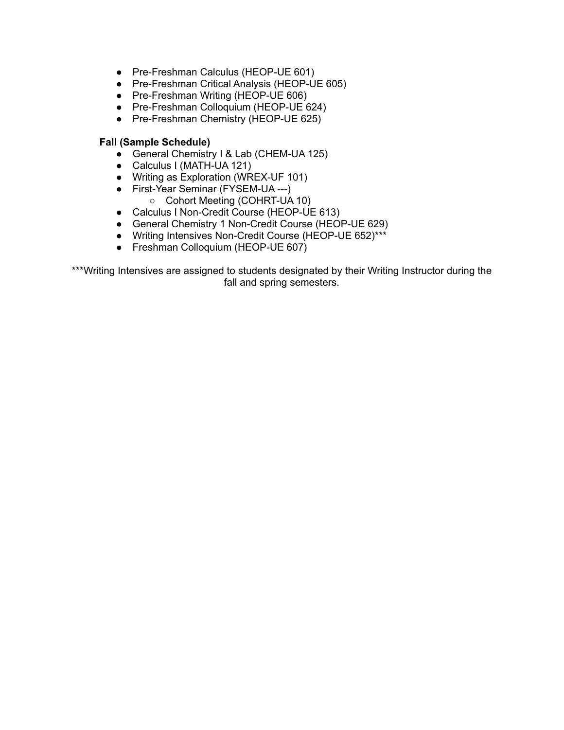- Pre-Freshman Calculus (HEOP-UE 601)
- Pre-Freshman Critical Analysis (HEOP-UE 605)
- Pre-Freshman Writing (HEOP-UE 606)
- Pre-Freshman Colloquium (HEOP-UE 624)
- Pre-Freshman Chemistry (HEOP-UE 625)

**Fall (Sample Schedule)**

- General Chemistry I & Lab (CHEM-UA 125)
- Calculus I (MATH-UA 121)
- Writing as Exploration (WREX-UF 101)
- First-Year Seminar (FYSEM-UA ---)
  - Cohort Meeting (COHRT-UA 10)
- Calculus I Non-Credit Course (HEOP-UE 613)
- General Chemistry 1 Non-Credit Course (HEOP-UE 629)
- Writing Intensives Non-Credit Course (HEOP-UE 652)***
- Freshman Colloquium (HEOP-UE 607)

***Writing Intensives are assigned to students designated by their Writing Instructor during the fall and spring semesters.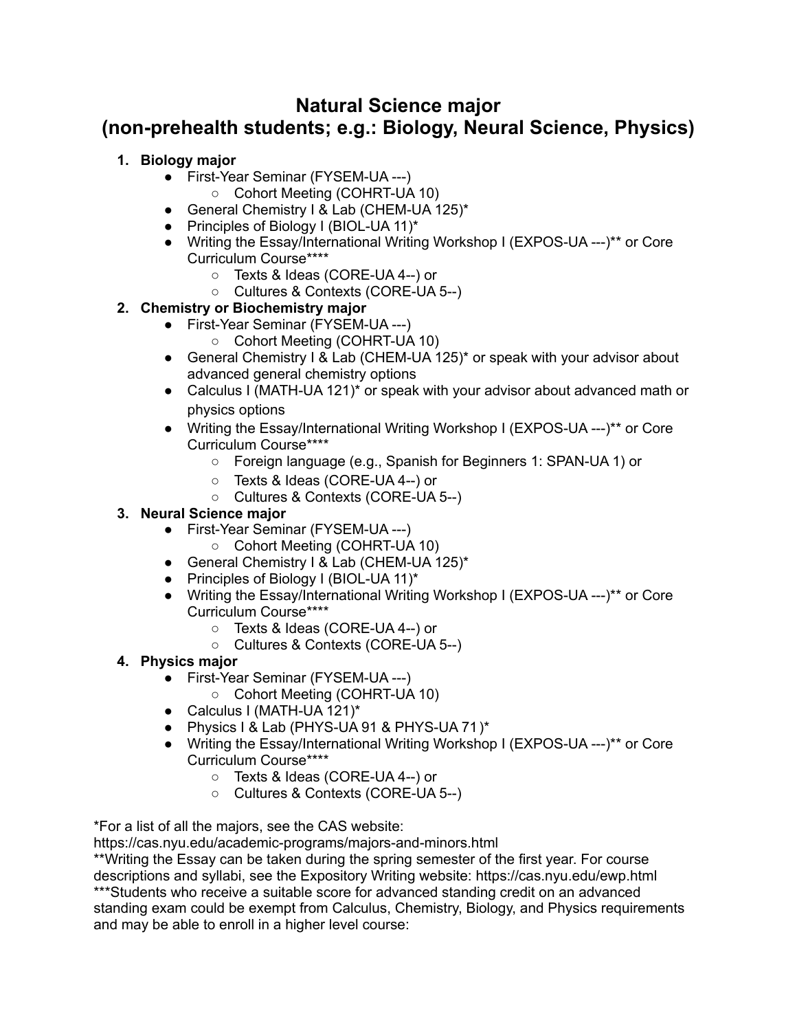# Natural Science major
# (non-prehealth students; e.g.: Biology, Neural Science, Physics)

1. **Biology major**
   - First-Year Seminar (FYSEM-UA ---)
     - Cohort Meeting (COHRT-UA 10)
   - General Chemistry I & Lab (CHEM-UA 125)*
   - Principles of Biology I (BIOL-UA 11)*
   - Writing the Essay/International Writing Workshop I (EXPOS-UA ---)** or Core Curriculum Course****
     - Texts & Ideas (CORE-UA 4--) or
     - Cultures & Contexts (CORE-UA 5--)
2. **Chemistry or Biochemistry major**
   - First-Year Seminar (FYSEM-UA ---)
     - Cohort Meeting (COHRT-UA 10)
   - General Chemistry I & Lab (CHEM-UA 125)* or speak with your advisor about advanced general chemistry options
   - Calculus I (MATH-UA 121)* or speak with your advisor about advanced math or physics options
   - Writing the Essay/International Writing Workshop I (EXPOS-UA ---)** or Core Curriculum Course****
     - Foreign language (e.g., Spanish for Beginners 1: SPAN-UA 1) or
     - Texts & Ideas (CORE-UA 4--) or
     - Cultures & Contexts (CORE-UA 5--)
3. **Neural Science major**
   - First-Year Seminar (FYSEM-UA ---)
     - Cohort Meeting (COHRT-UA 10)
   - General Chemistry I & Lab (CHEM-UA 125)*
   - Principles of Biology I (BIOL-UA 11)*
   - Writing the Essay/International Writing Workshop I (EXPOS-UA ---)** or Core Curriculum Course****
     - Texts & Ideas (CORE-UA 4--) or
     - Cultures & Contexts (CORE-UA 5--)
4. **Physics major**
   - First-Year Seminar (FYSEM-UA ---)
     - Cohort Meeting (COHRT-UA 10)
   - Calculus I (MATH-UA 121)*
   - Physics I & Lab (PHYS-UA 91 & PHYS-UA 71 )*
   - Writing the Essay/International Writing Workshop I (EXPOS-UA ---)** or Core Curriculum Course****
     - Texts & Ideas (CORE-UA 4--) or
     - Cultures & Contexts (CORE-UA 5--)

*For a list of all the majors, see the CAS website:
https://cas.nyu.edu/academic-programs/majors-and-minors.html
**Writing the Essay can be taken during the spring semester of the first year. For course descriptions and syllabi, see the Expository Writing website: https://cas.nyu.edu/ewp.html
***Students who receive a suitable score for advanced standing credit on an advanced standing exam could be exempt from Calculus, Chemistry, Biology, and Physics requirements and may be able to enroll in a higher level course: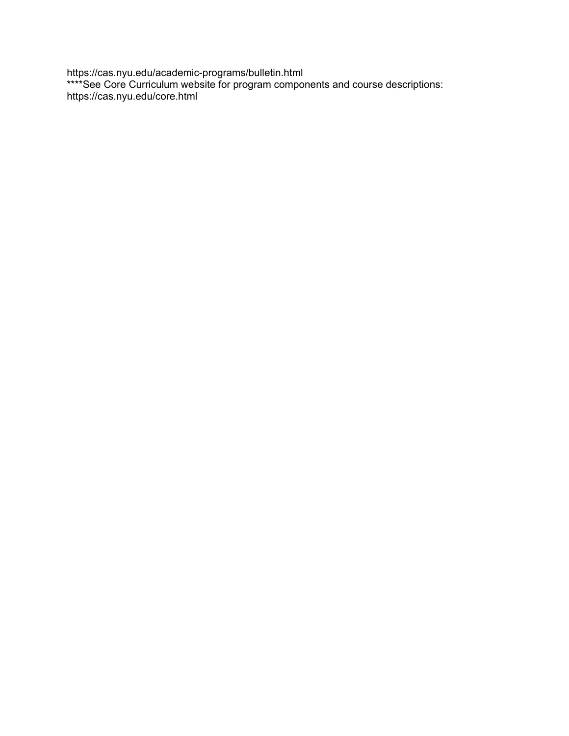https://cas.nyu.edu/academic-programs/bulletin.html
****See Core Curriculum website for program components and course descriptions: https://cas.nyu.edu/core.html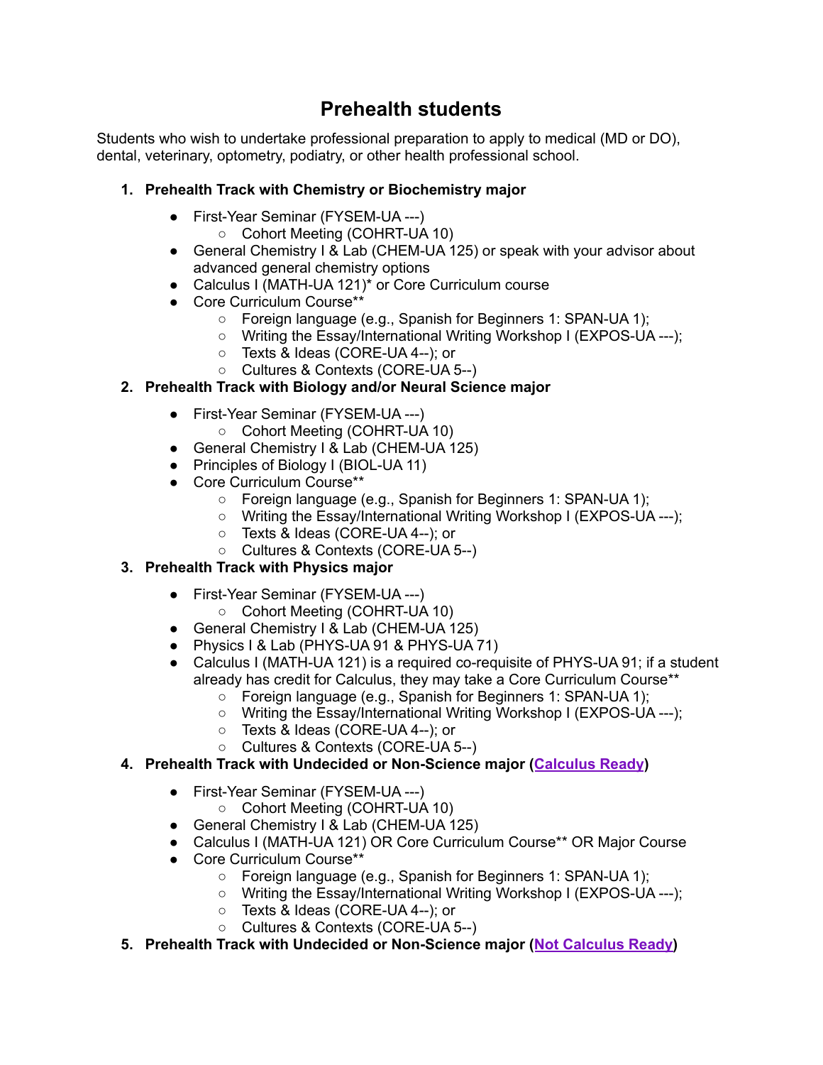# Prehealth students

Students who wish to undertake professional preparation to apply to medical (MD or DO), dental, veterinary, optometry, podiatry, or other health professional school.

1. **Prehealth Track with Chemistry or Biochemistry major**
   - First-Year Seminar (FYSEM-UA ---)
     - Cohort Meeting (COHRT-UA 10)
   - General Chemistry I & Lab (CHEM-UA 125) or speak with your advisor about advanced general chemistry options
   - Calculus I (MATH-UA 121)* or Core Curriculum course
   - Core Curriculum Course**
     - Foreign language (e.g., Spanish for Beginners 1: SPAN-UA 1);
     - Writing the Essay/International Writing Workshop I (EXPOS-UA ---);
     - Texts & Ideas (CORE-UA 4--); or
     - Cultures & Contexts (CORE-UA 5--)
2. **Prehealth Track with Biology and/or Neural Science major**
   - First-Year Seminar (FYSEM-UA ---)
     - Cohort Meeting (COHRT-UA 10)
   - General Chemistry I & Lab (CHEM-UA 125)
   - Principles of Biology I (BIOL-UA 11)
   - Core Curriculum Course**
     - Foreign language (e.g., Spanish for Beginners 1: SPAN-UA 1);
     - Writing the Essay/International Writing Workshop I (EXPOS-UA ---);
     - Texts & Ideas (CORE-UA 4--); or
     - Cultures & Contexts (CORE-UA 5--)
3. **Prehealth Track with Physics major**
   - First-Year Seminar (FYSEM-UA ---)
     - Cohort Meeting (COHRT-UA 10)
   - General Chemistry I & Lab (CHEM-UA 125)
   - Physics I & Lab (PHYS-UA 91 & PHYS-UA 71)
   - Calculus I (MATH-UA 121) is a required co-requisite of PHYS-UA 91; if a student already has credit for Calculus, they may take a Core Curriculum Course**
     - Foreign language (e.g., Spanish for Beginners 1: SPAN-UA 1);
     - Writing the Essay/International Writing Workshop I (EXPOS-UA ---);
     - Texts & Ideas (CORE-UA 4--); or
     - Cultures & Contexts (CORE-UA 5--)
4. **Prehealth Track with Undecided or Non-Science major (Calculus Ready)**
   - First-Year Seminar (FYSEM-UA ---)
     - Cohort Meeting (COHRT-UA 10)
   - General Chemistry I & Lab (CHEM-UA 125)
   - Calculus I (MATH-UA 121) OR Core Curriculum Course** OR Major Course
   - Core Curriculum Course**
     - Foreign language (e.g., Spanish for Beginners 1: SPAN-UA 1);
     - Writing the Essay/International Writing Workshop I (EXPOS-UA ---);
     - Texts & Ideas (CORE-UA 4--); or
     - Cultures & Contexts (CORE-UA 5--)
5. **Prehealth Track with Undecided or Non-Science major (Not Calculus Ready)**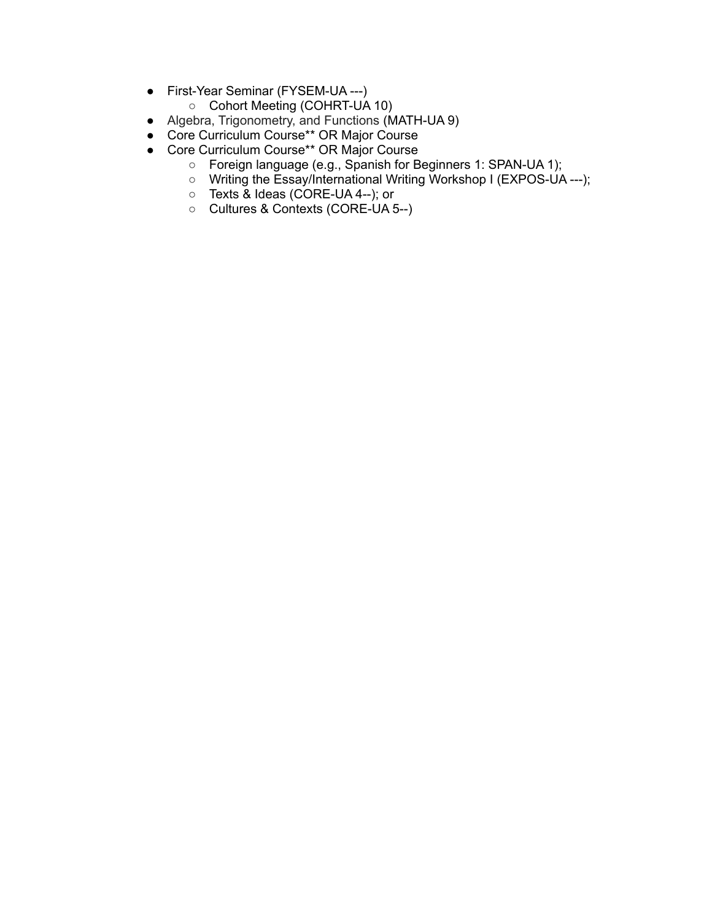- First-Year Seminar (FYSEM-UA ---)
  - Cohort Meeting (COHRT-UA 10)
- Algebra, Trigonometry, and Functions (MATH-UA 9)
- Core Curriculum Course** OR Major Course
- Core Curriculum Course** OR Major Course
  - Foreign language (e.g., Spanish for Beginners 1: SPAN-UA 1);
  - Writing the Essay/International Writing Workshop I (EXPOS-UA ---);
  - Texts & Ideas (CORE-UA 4--); or
  - Cultures & Contexts (CORE-UA 5--)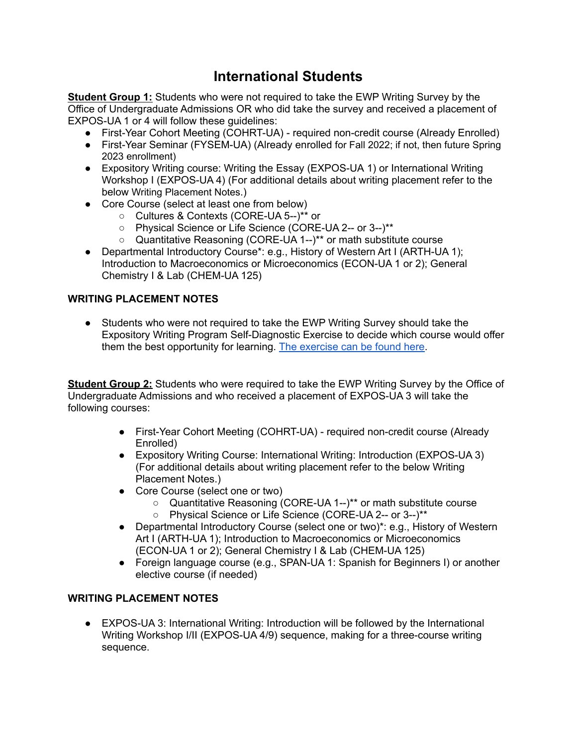# International Students

**Student Group 1:** Students who were not required to take the EWP Writing Survey by the Office of Undergraduate Admissions OR who did take the survey and received a placement of EXPOS-UA 1 or 4 will follow these guidelines:

- First-Year Cohort Meeting (COHRT-UA) - required non-credit course (Already Enrolled)
- First-Year Seminar (FYSEM-UA) (Already enrolled for Fall 2022; if not, then future Spring 2023 enrollment)
- Expository Writing course: Writing the Essay (EXPOS-UA 1) or International Writing Workshop I (EXPOS-UA 4) (For additional details about writing placement refer to the below Writing Placement Notes.)
- Core Course (select at least one from below)
  - Cultures & Contexts (CORE-UA 5--)** or
  - Physical Science or Life Science (CORE-UA 2-- or 3--)**
  - Quantitative Reasoning (CORE-UA 1--)** or math substitute course
- Departmental Introductory Course*: e.g., History of Western Art I (ARTH-UA 1); Introduction to Macroeconomics or Microeconomics (ECON-UA 1 or 2); General Chemistry I & Lab (CHEM-UA 125)

**WRITING PLACEMENT NOTES**

- Students who were not required to take the EWP Writing Survey should take the Expository Writing Program Self-Diagnostic Exercise to decide which course would offer them the best opportunity for learning. The exercise can be found here.

**Student Group 2:** Students who were required to take the EWP Writing Survey by the Office of Undergraduate Admissions and who received a placement of EXPOS-UA 3 will take the following courses:

- First-Year Cohort Meeting (COHRT-UA) - required non-credit course (Already Enrolled)
- Expository Writing Course: International Writing: Introduction (EXPOS-UA 3) (For additional details about writing placement refer to the below Writing Placement Notes.)
- Core Course (select one or two)
  - Quantitative Reasoning (CORE-UA 1--)** or math substitute course
  - Physical Science or Life Science (CORE-UA 2-- or 3--)**
- Departmental Introductory Course (select one or two)*: e.g., History of Western Art I (ARTH-UA 1); Introduction to Macroeconomics or Microeconomics (ECON-UA 1 or 2); General Chemistry I & Lab (CHEM-UA 125)
- Foreign language course (e.g., SPAN-UA 1: Spanish for Beginners I) or another elective course (if needed)

**WRITING PLACEMENT NOTES**

- EXPOS-UA 3: International Writing: Introduction will be followed by the International Writing Workshop I/II (EXPOS-UA 4/9) sequence, making for a three-course writing sequence.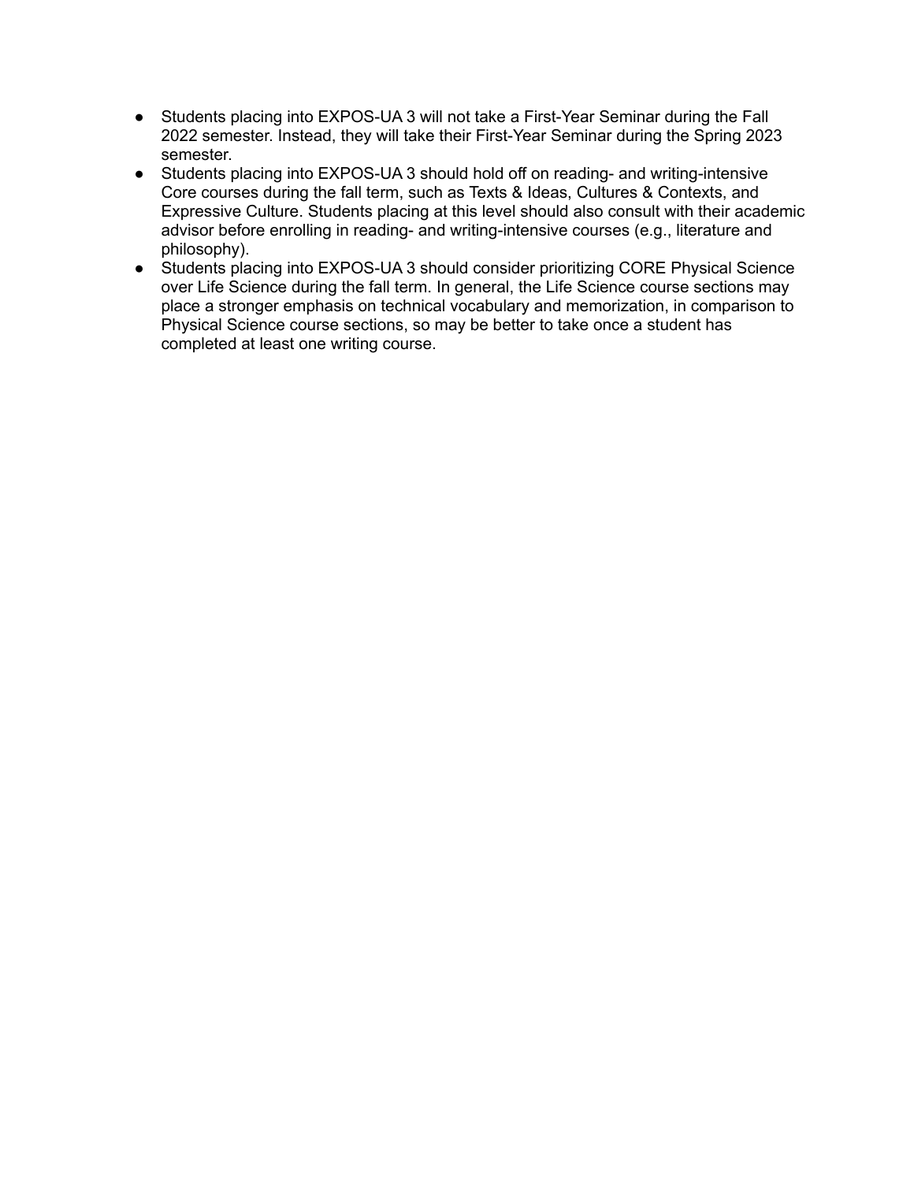- Students placing into EXPOS-UA 3 will not take a First-Year Seminar during the Fall 2022 semester. Instead, they will take their First-Year Seminar during the Spring 2023 semester.
- Students placing into EXPOS-UA 3 should hold off on reading- and writing-intensive Core courses during the fall term, such as Texts & Ideas, Cultures & Contexts, and Expressive Culture. Students placing at this level should also consult with their academic advisor before enrolling in reading- and writing-intensive courses (e.g., literature and philosophy).
- Students placing into EXPOS-UA 3 should consider prioritizing CORE Physical Science over Life Science during the fall term. In general, the Life Science course sections may place a stronger emphasis on technical vocabulary and memorization, in comparison to Physical Science course sections, so may be better to take once a student has completed at least one writing course.